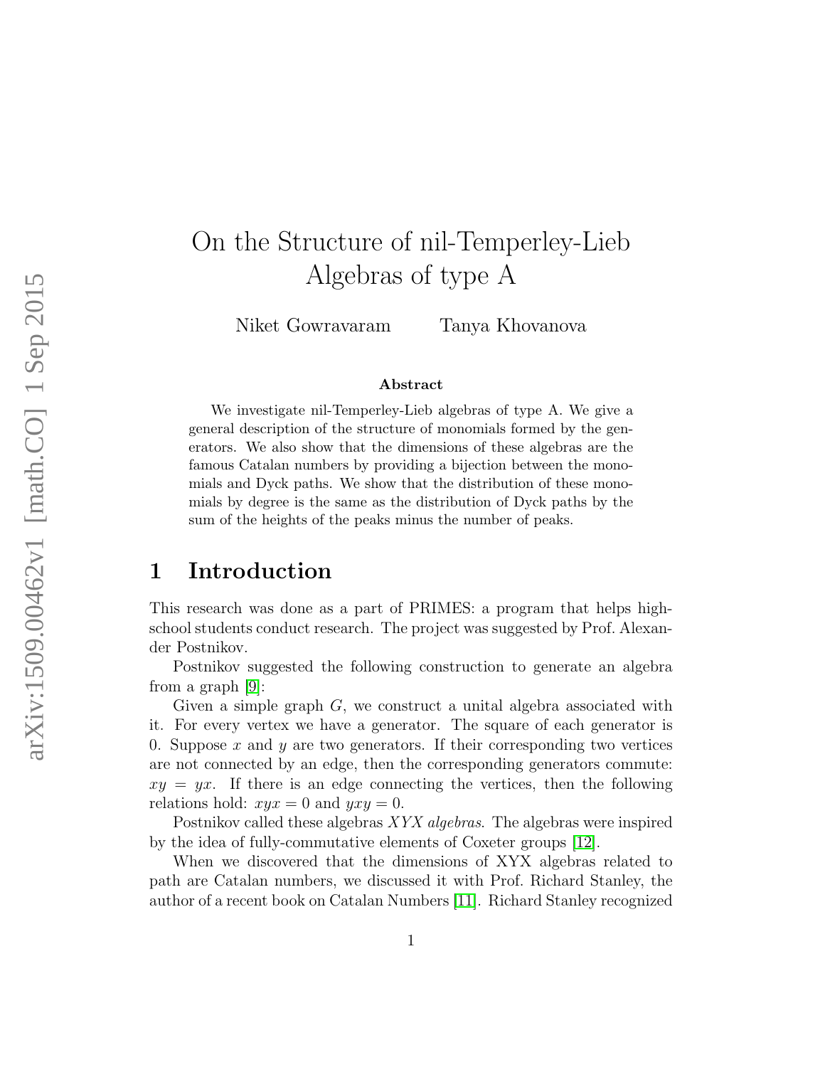# On the Structure of nil-Temperley-Lieb Algebras of type A

Niket Gowravaram     Tanya Khovanova

### Abstract

We investigate nil-Temperley-Lieb algebras of type A. We give a general description of the structure of monomials formed by the generators. We also show that the dimensions of these algebras are the famous Catalan numbers by providing a bijection between the monomials and Dyck paths. We show that the distribution of these monomials by degree is the same as the distribution of Dyck paths by the sum of the heights of the peaks minus the number of peaks.

## 1 Introduction

This research was done as a part of PRIMES: a program that helps high-school students conduct research. The project was suggested by Prof. Alexander Postnikov.

Postnikov suggested the following construction to generate an algebra from a graph [9]:

Given a simple graph $G$, we construct a unital algebra associated with it. For every vertex we have a generator. The square of each generator is 0. Suppose $x$ and $y$ are two generators. If their corresponding two vertices are not connected by an edge, then the corresponding generators commute: $xy = yx$. If there is an edge connecting the vertices, then the following relations hold: $xyx = 0$ and $yxy = 0$.

Postnikov called these algebras *XYX algebras*. The algebras were inspired by the idea of fully-commutative elements of Coxeter groups [12].

When we discovered that the dimensions of XYX algebras related to path are Catalan numbers, we discussed it with Prof. Richard Stanley, the author of a recent book on Catalan Numbers [11]. Richard Stanley recognized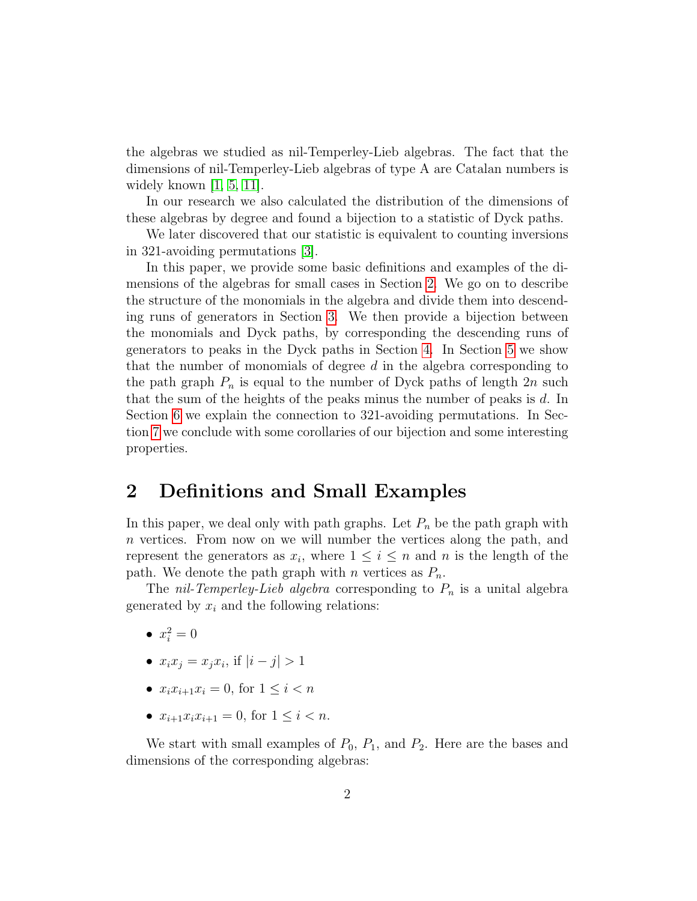the algebras we studied as nil-Temperley-Lieb algebras. The fact that the dimensions of nil-Temperley-Lieb algebras of type A are Catalan numbers is widely known [1, 5, 11].

In our research we also calculated the distribution of the dimensions of these algebras by degree and found a bijection to a statistic of Dyck paths.

We later discovered that our statistic is equivalent to counting inversions in 321-avoiding permutations [3].

In this paper, we provide some basic definitions and examples of the dimensions of the algebras for small cases in Section 2. We go on to describe the structure of the monomials in the algebra and divide them into descending runs of generators in Section 3. We then provide a bijection between the monomials and Dyck paths, by corresponding the descending runs of generators to peaks in the Dyck paths in Section 4. In Section 5 we show that the number of monomials of degree $d$ in the algebra corresponding to the path graph $P_n$ is equal to the number of Dyck paths of length $2n$ such that the sum of the heights of the peaks minus the number of peaks is $d$. In Section 6 we explain the connection to 321-avoiding permutations. In Section 7 we conclude with some corollaries of our bijection and some interesting properties.

## 2 Definitions and Small Examples

In this paper, we deal only with path graphs. Let $P_n$ be the path graph with $n$ vertices. From now on we will number the vertices along the path, and represent the generators as $x_i$, where $1 \leq i \leq n$ and $n$ is the length of the path. We denote the path graph with $n$ vertices as $P_n$.

The *nil-Temperley-Lieb algebra* corresponding to $P_n$ is a unital algebra generated by $x_i$ and the following relations:

- $x_i^2 = 0$
- $x_i x_j = x_j x_i$, if $|i - j| > 1$
- $x_i x_{i+1} x_i = 0$, for $1 \leq i < n$
- $x_{i+1} x_i x_{i+1} = 0$, for $1 \leq i < n$.

We start with small examples of $P_0$, $P_1$, and $P_2$. Here are the bases and dimensions of the corresponding algebras: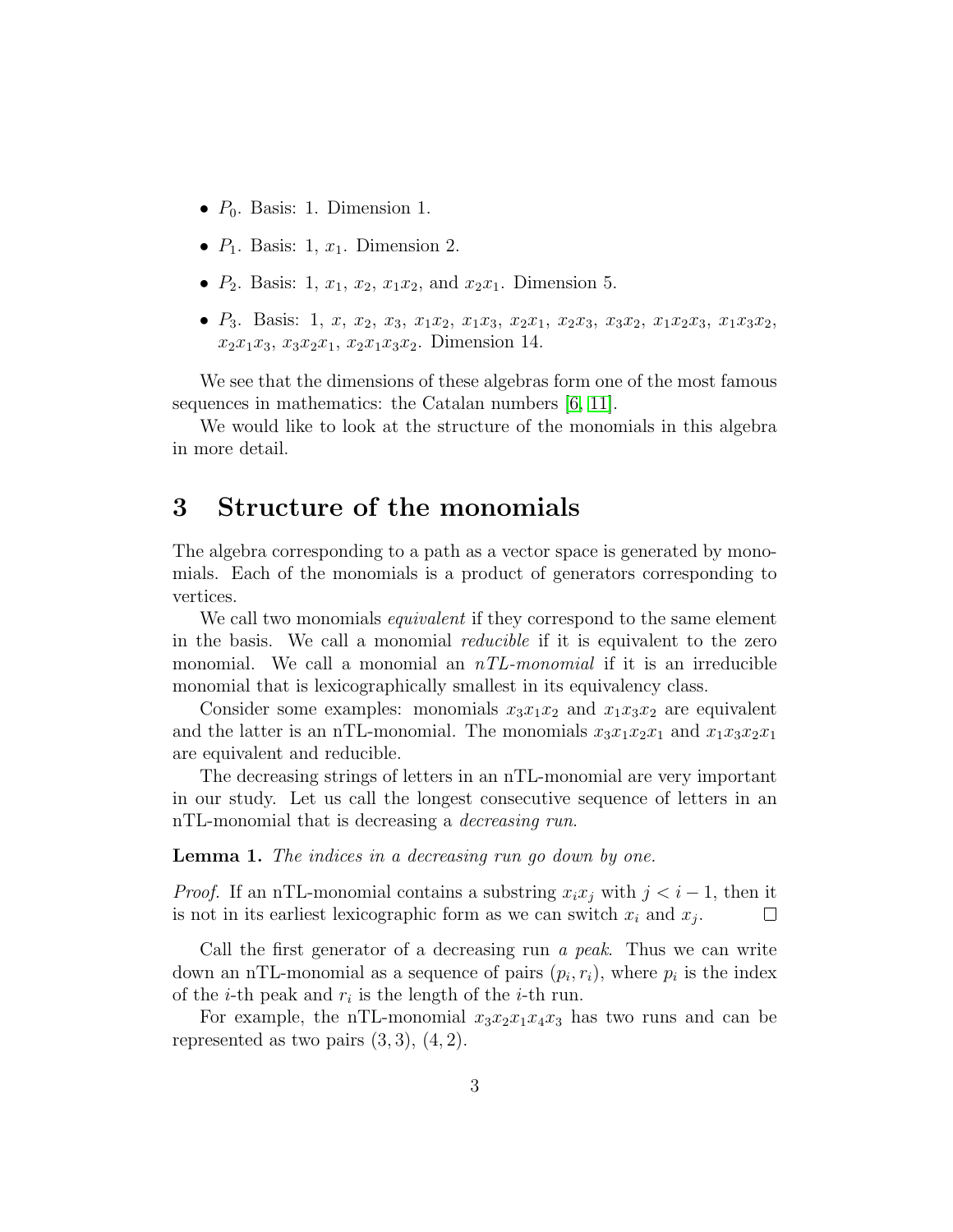- $P_0$. Basis: 1. Dimension 1.
- $P_1$. Basis: 1, $x_1$. Dimension 2.
- $P_2$. Basis: 1, $x_1$, $x_2$, $x_1x_2$, and $x_2x_1$. Dimension 5.
- $P_3$. Basis: 1, $x$, $x_2$, $x_3$, $x_1x_2$, $x_1x_3$, $x_2x_1$, $x_2x_3$, $x_3x_2$, $x_1x_2x_3$, $x_1x_3x_2$, $x_2x_1x_3$, $x_3x_2x_1$, $x_2x_1x_3x_2$. Dimension 14.

We see that the dimensions of these algebras form one of the most famous sequences in mathematics: the Catalan numbers [6, 11].

We would like to look at the structure of the monomials in this algebra in more detail.

# 3 Structure of the monomials

The algebra corresponding to a path as a vector space is generated by monomials. Each of the monomials is a product of generators corresponding to vertices.

We call two monomials *equivalent* if they correspond to the same element in the basis. We call a monomial *reducible* if it is equivalent to the zero monomial. We call a monomial an *nTL-monomial* if it is an irreducible monomial that is lexicographically smallest in its equivalency class.

Consider some examples: monomials $x_3x_1x_2$ and $x_1x_3x_2$ are equivalent and the latter is an nTL-monomial. The monomials $x_3x_1x_2x_1$ and $x_1x_3x_2x_1$ are equivalent and reducible.

The decreasing strings of letters in an nTL-monomial are very important in our study. Let us call the longest consecutive sequence of letters in an nTL-monomial that is decreasing a *decreasing run*.

**Lemma 1.** *The indices in a decreasing run go down by one.*

*Proof.* If an nTL-monomial contains a substring $x_ix_j$ with $j < i - 1$, then it is not in its earliest lexicographic form as we can switch $x_i$ and $x_j$. $\square$

Call the first generator of a decreasing run *a peak*. Thus we can write down an nTL-monomial as a sequence of pairs $(p_i, r_i)$, where $p_i$ is the index of the $i$-th peak and $r_i$ is the length of the $i$-th run.

For example, the nTL-monomial $x_3x_2x_1x_4x_3$ has two runs and can be represented as two pairs $(3, 3)$, $(4, 2)$.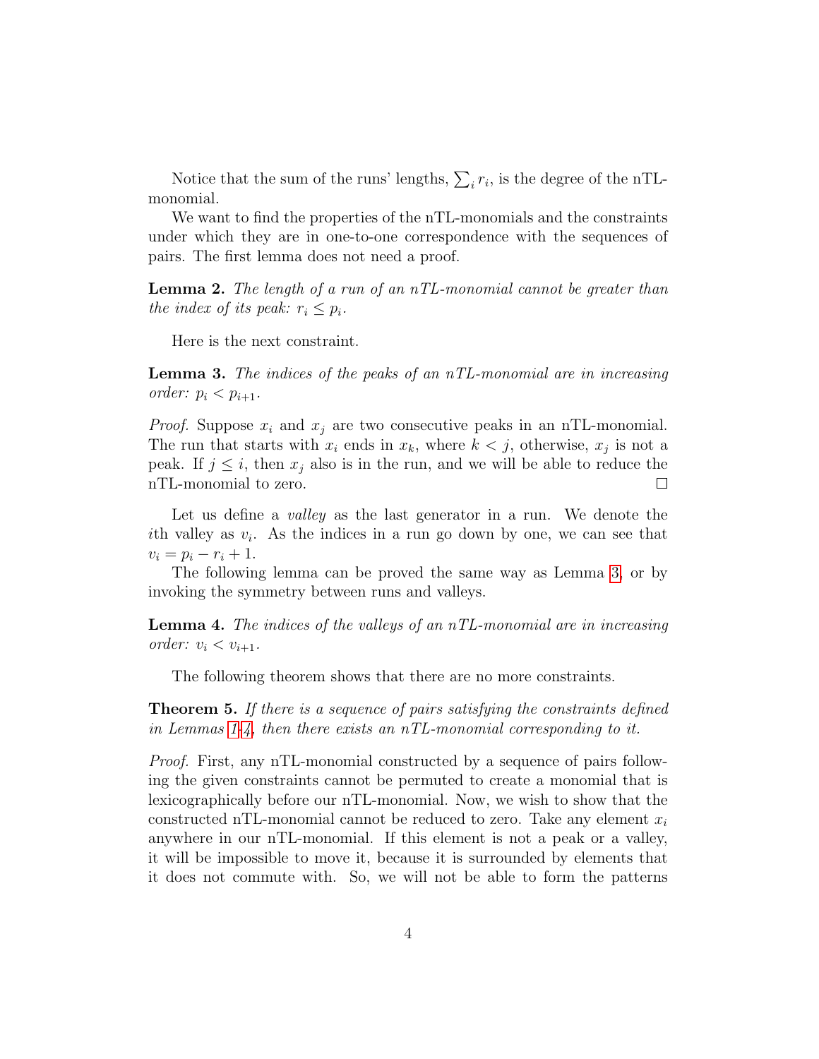Notice that the sum of the runs' lengths, $\sum_i r_i$, is the degree of the nTL-monomial.

We want to find the properties of the nTL-monomials and the constraints under which they are in one-to-one correspondence with the sequences of pairs. The first lemma does not need a proof.

**Lemma 2.** *The length of a run of an nTL-monomial cannot be greater than the index of its peak: $r_i \leq p_i$.*

Here is the next constraint.

**Lemma 3.** *The indices of the peaks of an nTL-monomial are in increasing order: $p_i < p_{i+1}$.*

*Proof.* Suppose $x_i$ and $x_j$ are two consecutive peaks in an nTL-monomial. The run that starts with $x_i$ ends in $x_k$, where $k < j$, otherwise, $x_j$ is not a peak. If $j \leq i$, then $x_j$ also is in the run, and we will be able to reduce the nTL-monomial to zero. □

Let us define a *valley* as the last generator in a run. We denote the $i$th valley as $v_i$. As the indices in a run go down by one, we can see that $v_i = p_i - r_i + 1$.

The following lemma can be proved the same way as Lemma 3, or by invoking the symmetry between runs and valleys.

**Lemma 4.** *The indices of the valleys of an nTL-monomial are in increasing order: $v_i < v_{i+1}$.*

The following theorem shows that there are no more constraints.

**Theorem 5.** *If there is a sequence of pairs satisfying the constraints defined in Lemmas 1-4, then there exists an nTL-monomial corresponding to it.*

*Proof.* First, any nTL-monomial constructed by a sequence of pairs following the given constraints cannot be permuted to create a monomial that is lexicographically before our nTL-monomial. Now, we wish to show that the constructed nTL-monomial cannot be reduced to zero. Take any element $x_i$ anywhere in our nTL-monomial. If this element is not a peak or a valley, it will be impossible to move it, because it is surrounded by elements that it does not commute with. So, we will not be able to form the patterns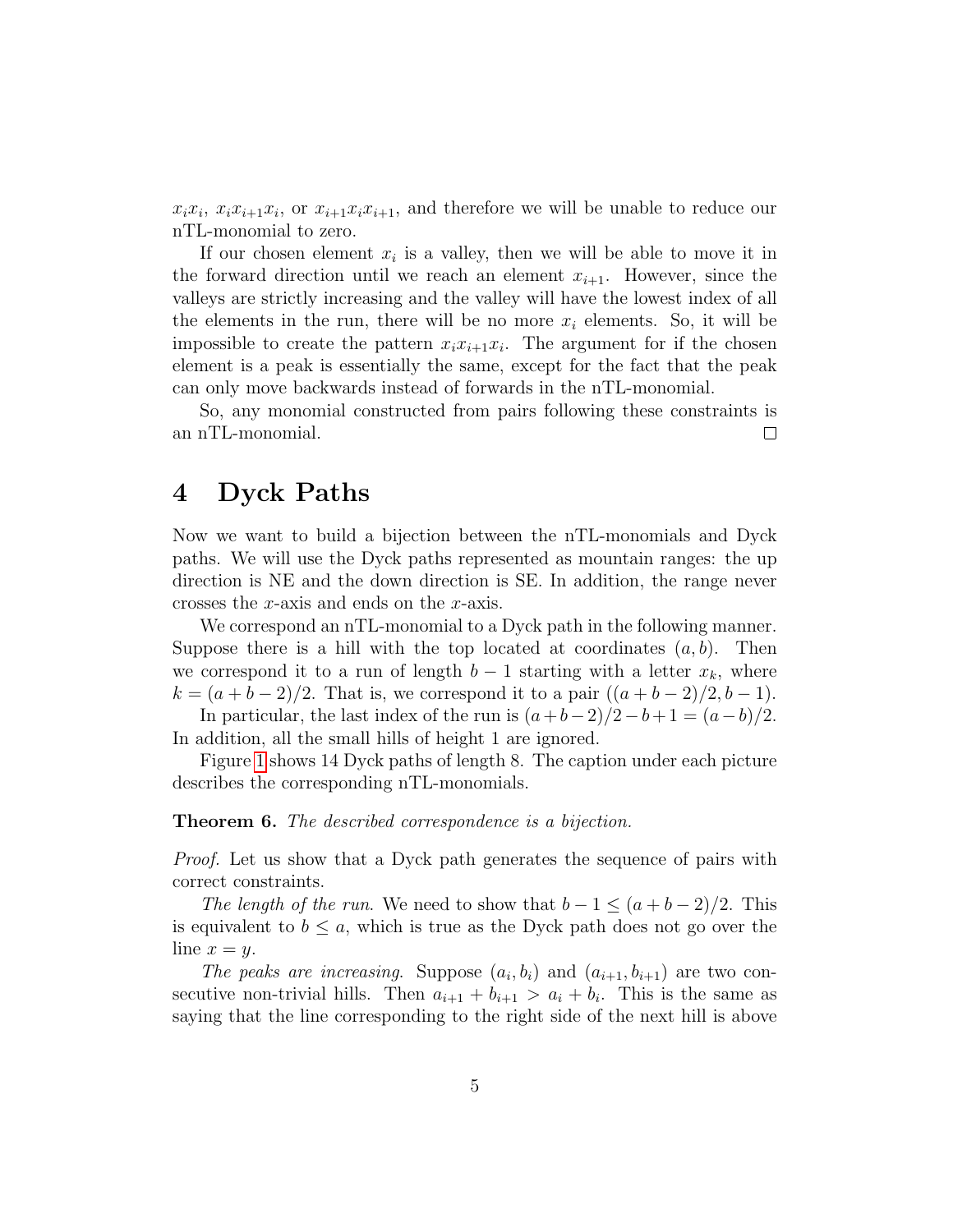$x_i x_i$, $x_i x_{i+1} x_i$, or $x_{i+1} x_i x_{i+1}$, and therefore we will be unable to reduce our nTL-monomial to zero.

If our chosen element $x_i$ is a valley, then we will be able to move it in the forward direction until we reach an element $x_{i+1}$. However, since the valleys are strictly increasing and the valley will have the lowest index of all the elements in the run, there will be no more $x_i$ elements. So, it will be impossible to create the pattern $x_i x_{i+1} x_i$. The argument for if the chosen element is a peak is essentially the same, except for the fact that the peak can only move backwards instead of forwards in the nTL-monomial.

So, any monomial constructed from pairs following these constraints is an nTL-monomial. □

# 4 Dyck Paths

Now we want to build a bijection between the nTL-monomials and Dyck paths. We will use the Dyck paths represented as mountain ranges: the up direction is NE and the down direction is SE. In addition, the range never crosses the $x$-axis and ends on the $x$-axis.

We correspond an nTL-monomial to a Dyck path in the following manner. Suppose there is a hill with the top located at coordinates $(a, b)$. Then we correspond it to a run of length $b - 1$ starting with a letter $x_k$, where $k = (a + b - 2)/2$. That is, we correspond it to a pair $((a + b - 2)/2, b - 1)$.

In particular, the last index of the run is $(a+b-2)/2-b+1 = (a-b)/2$. In addition, all the small hills of height 1 are ignored.

Figure 1 shows 14 Dyck paths of length 8. The caption under each picture describes the corresponding nTL-monomials.

**Theorem 6.** *The described correspondence is a bijection.*

*Proof.* Let us show that a Dyck path generates the sequence of pairs with correct constraints.

*The length of the run*. We need to show that $b - 1 \leq (a + b - 2)/2$. This is equivalent to $b \leq a$, which is true as the Dyck path does not go over the line $x = y$.

*The peaks are increasing*. Suppose $(a_i, b_i)$ and $(a_{i+1}, b_{i+1})$ are two consecutive non-trivial hills. Then $a_{i+1} + b_{i+1} > a_i + b_i$. This is the same as saying that the line corresponding to the right side of the next hill is above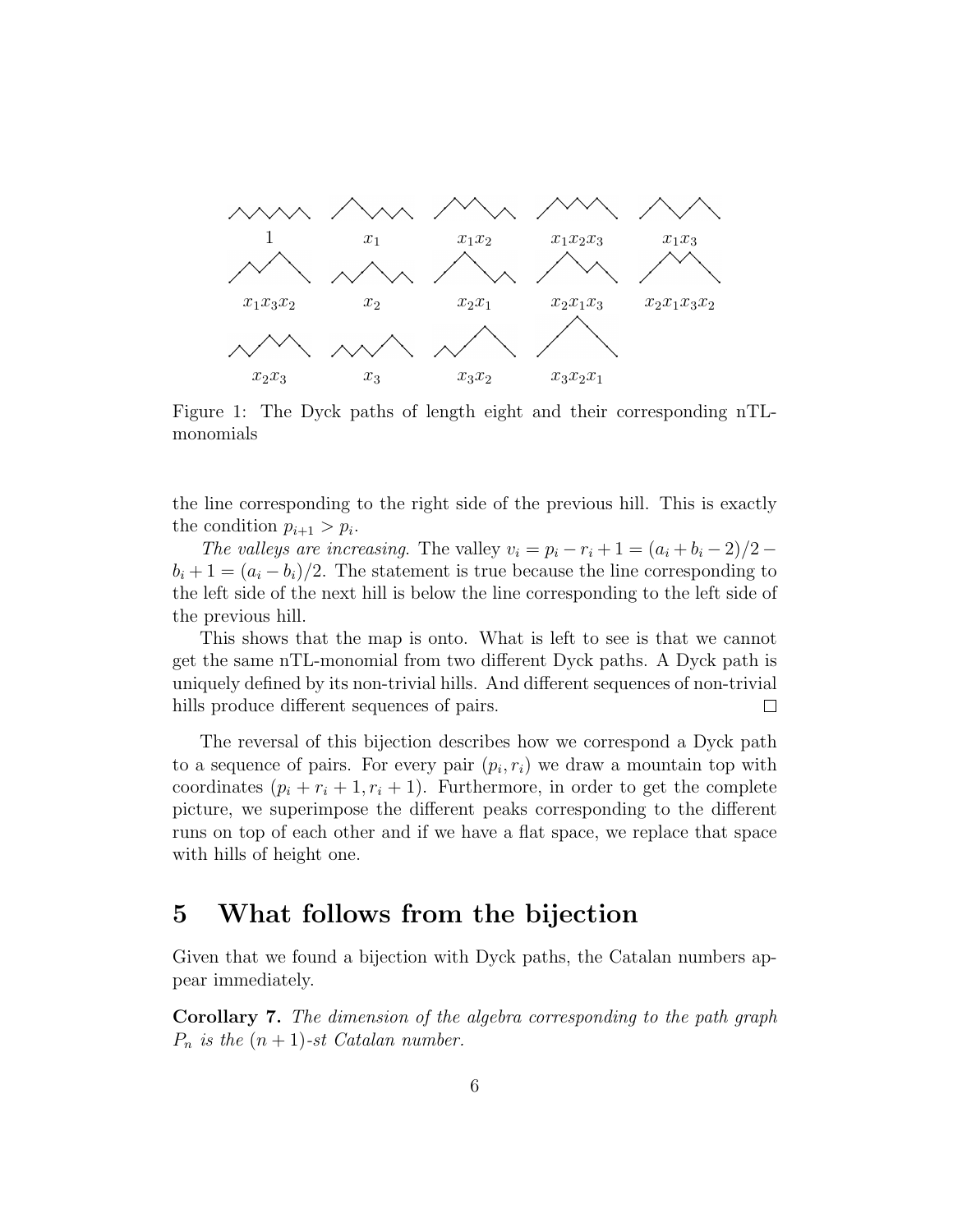1 $x_1$ $x_1x_2$ $x_1x_2x_3$ $x_1x_3$

$x_1x_3x_2$ $x_2$ $x_2x_1$ $x_2x_1x_3$ $x_2x_1x_3x_2$

$x_2x_3$ $x_3$ $x_3x_2$ $x_3x_2x_1$

Figure 1: The Dyck paths of length eight and their corresponding nTL-monomials

the line corresponding to the right side of the previous hill. This is exactly the condition $p_{i+1} > p_i$.

*The valleys are increasing*. The valley $v_i = p_i - r_i + 1 = (a_i + b_i - 2)/2 - b_i + 1 = (a_i - b_i)/2$. The statement is true because the line corresponding to the left side of the next hill is below the line corresponding to the left side of the previous hill.

This shows that the map is onto. What is left to see is that we cannot get the same nTL-monomial from two different Dyck paths. A Dyck path is uniquely defined by its non-trivial hills. And different sequences of non-trivial hills produce different sequences of pairs. □

The reversal of this bijection describes how we correspond a Dyck path to a sequence of pairs. For every pair $(p_i, r_i)$ we draw a mountain top with coordinates $(p_i + r_i + 1, r_i + 1)$. Furthermore, in order to get the complete picture, we superimpose the different peaks corresponding to the different runs on top of each other and if we have a flat space, we replace that space with hills of height one.

# 5 What follows from the bijection

Given that we found a bijection with Dyck paths, the Catalan numbers appear immediately.

**Corollary 7.** *The dimension of the algebra corresponding to the path graph $P_n$ is the $(n+1)$-st Catalan number.*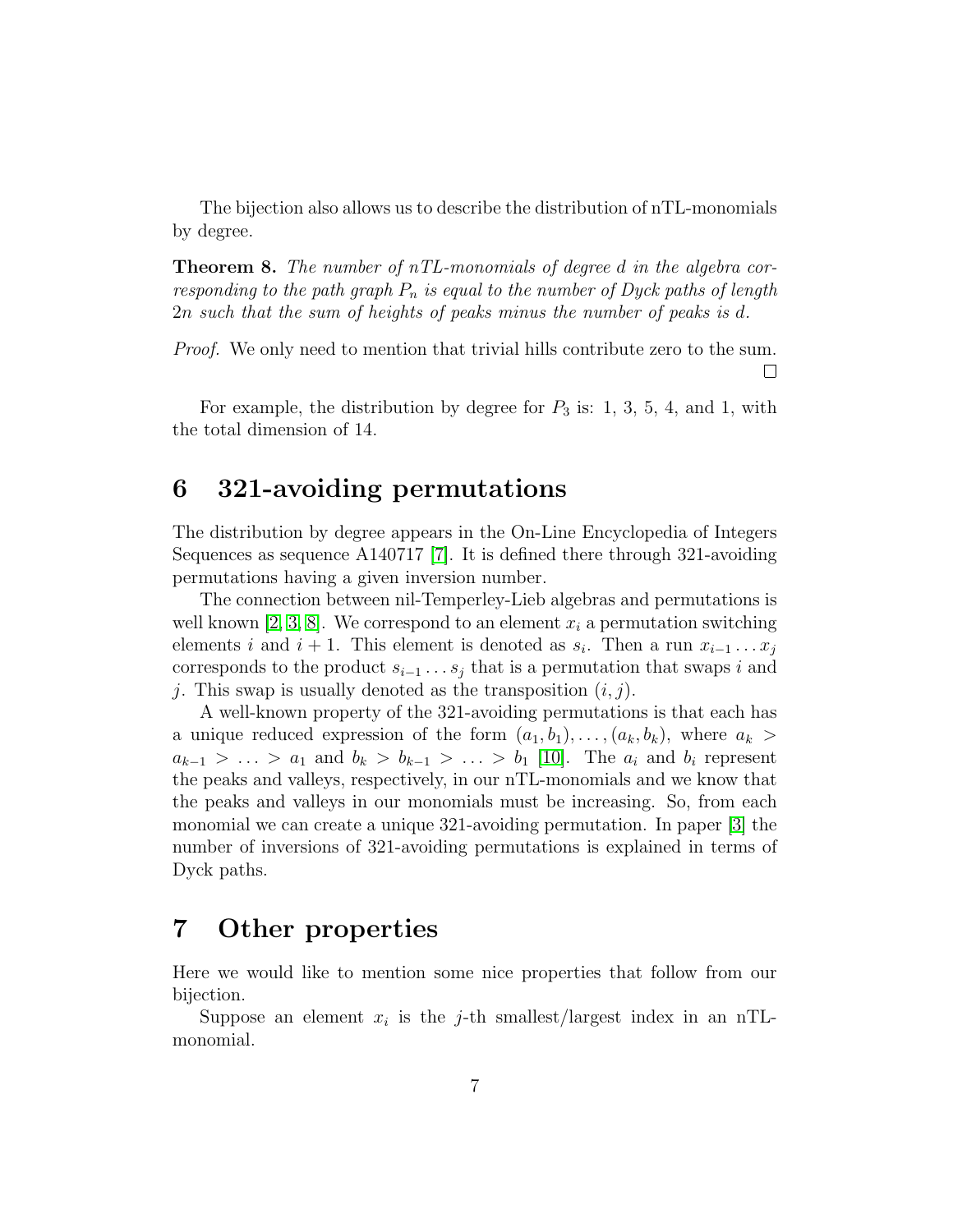The bijection also allows us to describe the distribution of nTL-monomials by degree.

**Theorem 8.** *The number of nTL-monomials of degree $d$ in the algebra corresponding to the path graph $P_n$ is equal to the number of Dyck paths of length $2n$ such that the sum of heights of peaks minus the number of peaks is $d$.*

*Proof.* We only need to mention that trivial hills contribute zero to the sum. □

For example, the distribution by degree for $P_3$ is: 1, 3, 5, 4, and 1, with the total dimension of 14.

## 6 321-avoiding permutations

The distribution by degree appears in the On-Line Encyclopedia of Integers Sequences as sequence A140717 [7]. It is defined there through 321-avoiding permutations having a given inversion number.

The connection between nil-Temperley-Lieb algebras and permutations is well known [2, 3, 8]. We correspond to an element $x_i$ a permutation switching elements $i$ and $i+1$. This element is denoted as $s_i$. Then a run $x_{i-1} \dots x_j$ corresponds to the product $s_{i-1} \dots s_j$ that is a permutation that swaps $i$ and $j$. This swap is usually denoted as the transposition $(i, j)$.

A well-known property of the 321-avoiding permutations is that each has a unique reduced expression of the form $(a_1, b_1), \dots, (a_k, b_k)$, where $a_k > a_{k-1} > \dots > a_1$ and $b_k > b_{k-1} > \dots > b_1$ [10]. The $a_i$ and $b_i$ represent the peaks and valleys, respectively, in our nTL-monomials and we know that the peaks and valleys in our monomials must be increasing. So, from each monomial we can create a unique 321-avoiding permutation. In paper [3] the number of inversions of 321-avoiding permutations is explained in terms of Dyck paths.

## 7 Other properties

Here we would like to mention some nice properties that follow from our bijection.

Suppose an element $x_i$ is the $j$-th smallest/largest index in an nTL-monomial.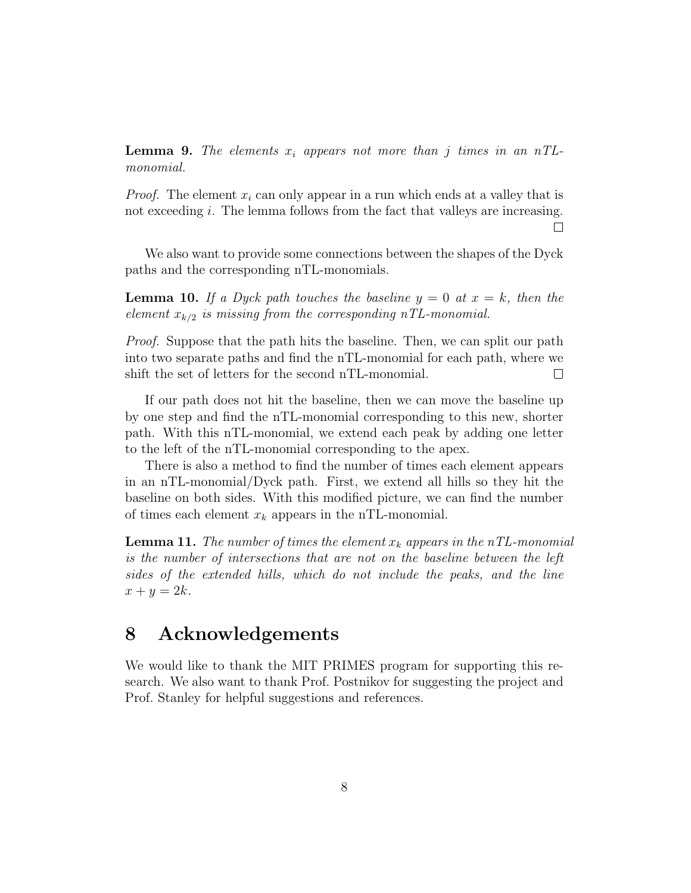**Lemma 9.** *The elements $x_i$ appears not more than $j$ times in an nTL-monomial.*

*Proof.* The element $x_i$ can only appear in a run which ends at a valley that is not exceeding $i$. The lemma follows from the fact that valleys are increasing. □

We also want to provide some connections between the shapes of the Dyck paths and the corresponding nTL-monomials.

**Lemma 10.** *If a Dyck path touches the baseline $y = 0$ at $x = k$, then the element $x_{k/2}$ is missing from the corresponding nTL-monomial.*

*Proof.* Suppose that the path hits the baseline. Then, we can split our path into two separate paths and find the nTL-monomial for each path, where we shift the set of letters for the second nTL-monomial. □

If our path does not hit the baseline, then we can move the baseline up by one step and find the nTL-monomial corresponding to this new, shorter path. With this nTL-monomial, we extend each peak by adding one letter to the left of the nTL-monomial corresponding to the apex.

There is also a method to find the number of times each element appears in an nTL-monomial/Dyck path. First, we extend all hills so they hit the baseline on both sides. With this modified picture, we can find the number of times each element $x_k$ appears in the nTL-monomial.

**Lemma 11.** *The number of times the element $x_k$ appears in the nTL-monomial is the number of intersections that are not on the baseline between the left sides of the extended hills, which do not include the peaks, and the line $x + y = 2k$.*

# 8 Acknowledgements

We would like to thank the MIT PRIMES program for supporting this research. We also want to thank Prof. Postnikov for suggesting the project and Prof. Stanley for helpful suggestions and references.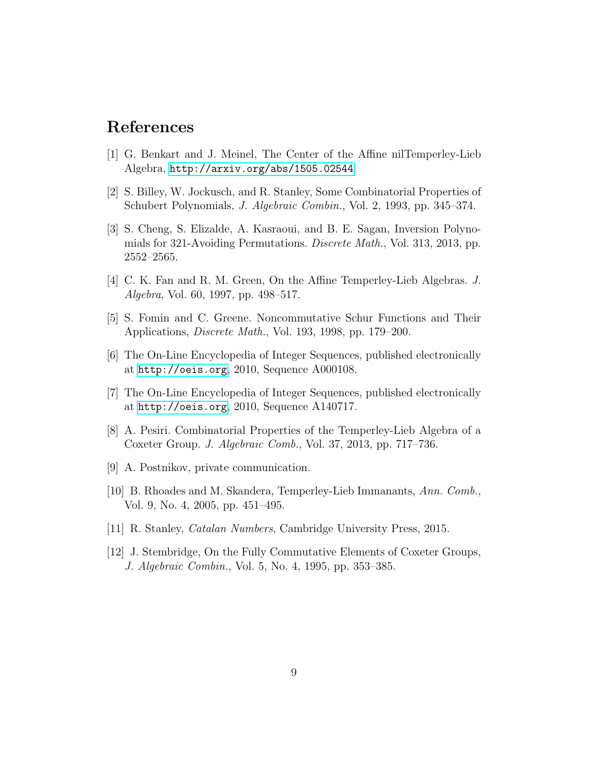## References

[1] G. Benkart and J. Meinel, The Center of the Affine nilTemperley-Lieb Algebra, http://arxiv.org/abs/1505.02544.

[2] S. Billey, W. Jockusch, and R. Stanley, Some Combinatorial Properties of Schubert Polynomials, *J. Algebraic Combin.*, Vol. 2, 1993, pp. 345–374.

[3] S. Cheng, S. Elizalde, A. Kasraoui, and B. E. Sagan, Inversion Polynomials for 321-Avoiding Permutations. *Discrete Math.*, Vol. 313, 2013, pp. 2552–2565.

[4] C. K. Fan and R. M. Green, On the Affine Temperley-Lieb Algebras. *J. Algebra*, Vol. 60, 1997, pp. 498–517.

[5] S. Fomin and C. Greene. Noncommutative Schur Functions and Their Applications, *Discrete Math.*, Vol. 193, 1998, pp. 179–200.

[6] The On-Line Encyclopedia of Integer Sequences, published electronically at http://oeis.org, 2010, Sequence A000108.

[7] The On-Line Encyclopedia of Integer Sequences, published electronically at http://oeis.org, 2010, Sequence A140717.

[8] A. Pesiri. Combinatorial Properties of the Temperley-Lieb Algebra of a Coxeter Group. *J. Algebraic Comb.*, Vol. 37, 2013, pp. 717–736.

[9] A. Postnikov, private communication.

[10] B. Rhoades and M. Skandera, Temperley-Lieb Immanants, *Ann. Comb.*, Vol. 9, No. 4, 2005, pp. 451–495.

[11] R. Stanley, *Catalan Numbers*, Cambridge University Press, 2015.

[12] J. Stembridge, On the Fully Commutative Elements of Coxeter Groups, *J. Algebraic Combin.*, Vol. 5, No. 4, 1995, pp. 353–385.